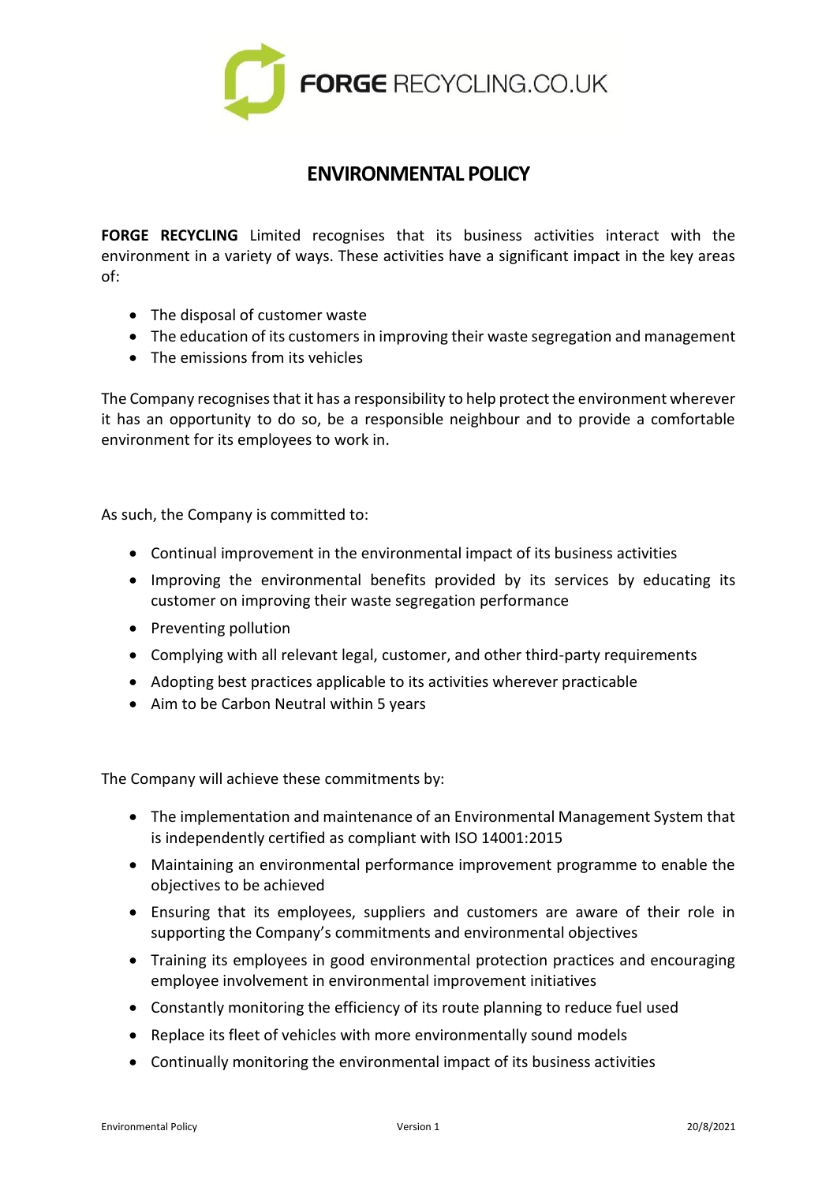FORGE RECYCLING.CO.UK

# ENVIRONMENTAL POLICY

**FORGE RECYCLING** Limited recognises that its business activities interact with the environment in a variety of ways. These activities have a significant impact in the key areas of:

- The disposal of customer waste
- The education of its customers in improving their waste segregation and management
- The emissions from its vehicles

The Company recognises that it has a responsibility to help protect the environment wherever it has an opportunity to do so, be a responsible neighbour and to provide a comfortable environment for its employees to work in.

As such, the Company is committed to:

- Continual improvement in the environmental impact of its business activities
- Improving the environmental benefits provided by its services by educating its customer on improving their waste segregation performance
- Preventing pollution
- Complying with all relevant legal, customer, and other third-party requirements
- Adopting best practices applicable to its activities wherever practicable
- Aim to be Carbon Neutral within 5 years

The Company will achieve these commitments by:

- The implementation and maintenance of an Environmental Management System that is independently certified as compliant with ISO 14001:2015
- Maintaining an environmental performance improvement programme to enable the objectives to be achieved
- Ensuring that its employees, suppliers and customers are aware of their role in supporting the Company's commitments and environmental objectives
- Training its employees in good environmental protection practices and encouraging employee involvement in environmental improvement initiatives
- Constantly monitoring the efficiency of its route planning to reduce fuel used
- Replace its fleet of vehicles with more environmentally sound models
- Continually monitoring the environmental impact of its business activities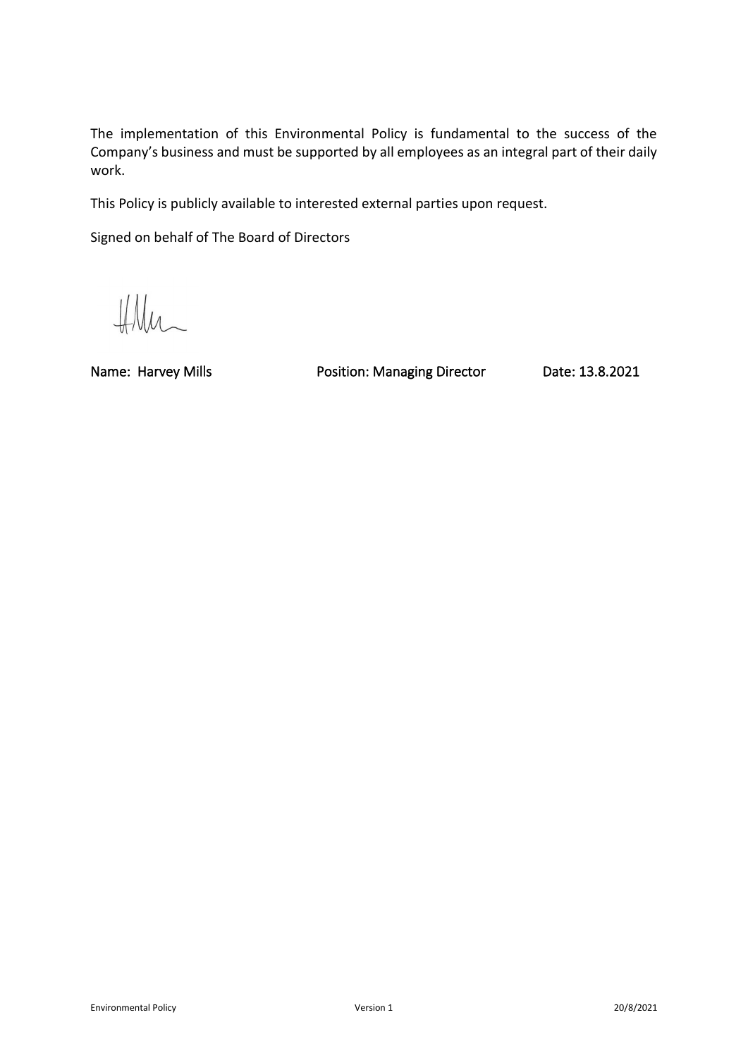The implementation of this Environmental Policy is fundamental to the success of the Company's business and must be supported by all employees as an integral part of their daily work.

This Policy is publicly available to interested external parties upon request.

Signed on behalf of The Board of Directors

Name: Harvey Mills    Position: Managing Director    Date: 13.8.2021